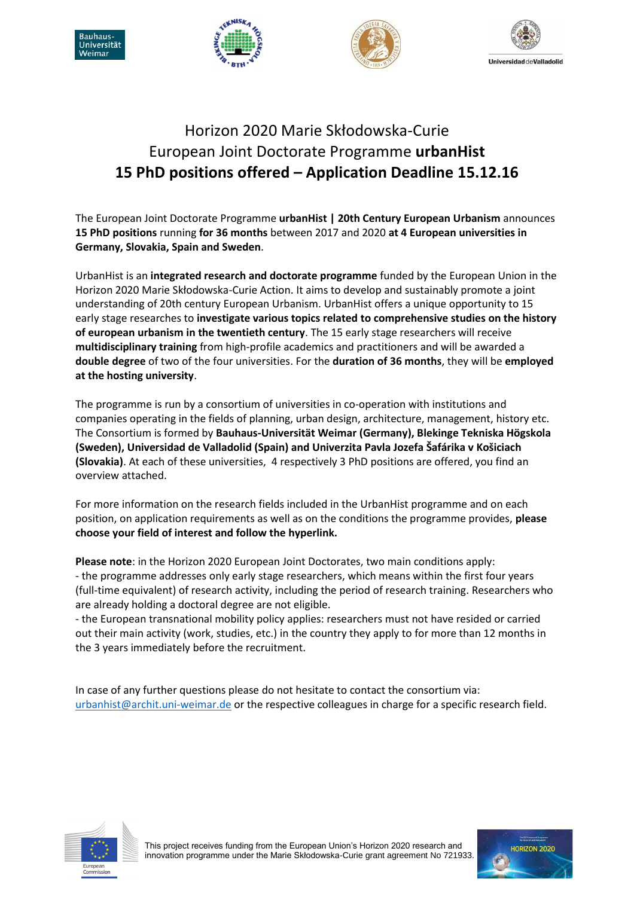# Horizon 2020 Marie Skłodowska-Curie European Joint Doctorate Programme **urbanHist**

## 15 PhD positions offered – Application Deadline 15.12.16

The European Joint Doctorate Programme **urbanHist | 20th Century European Urbanism** announces **15 PhD positions** running **for 36 months** between 2017 and 2020 **at 4 European universities in Germany, Slovakia, Spain and Sweden**.

UrbanHist is an **integrated research and doctorate programme** funded by the European Union in the Horizon 2020 Marie Skłodowska-Curie Action. It aims to develop and sustainably promote a joint understanding of 20th century European Urbanism. UrbanHist offers a unique opportunity to 15 early stage researches to **investigate various topics related to comprehensive studies on the history of european urbanism in the twentieth century**. The 15 early stage researchers will receive **multidisciplinary training** from high-profile academics and practitioners and will be awarded a **double degree** of two of the four universities. For the **duration of 36 months**, they will be **employed at the hosting university**.

The programme is run by a consortium of universities in co-operation with institutions and companies operating in the fields of planning, urban design, architecture, management, history etc. The Consortium is formed by **Bauhaus-Universität Weimar (Germany), Blekinge Tekniska Högskola (Sweden), Universidad de Valladolid (Spain) and Univerzita Pavla Jozefa Šafárika v Košiciach (Slovakia)**. At each of these universities, 4 respectively 3 PhD positions are offered, you find an overview attached.

For more information on the research fields included in the UrbanHist programme and on each position, on application requirements as well as on the conditions the programme provides, **please choose your field of interest and follow the hyperlink.**

**Please note**: in the Horizon 2020 European Joint Doctorates, two main conditions apply:
- the programme addresses only early stage researchers, which means within the first four years (full-time equivalent) of research activity, including the period of research training. Researchers who are already holding a doctoral degree are not eligible.
- the European transnational mobility policy applies: researchers must not have resided or carried out their main activity (work, studies, etc.) in the country they apply to for more than 12 months in the 3 years immediately before the recruitment.

In case of any further questions please do not hesitate to contact the consortium via: urbanhist@archit.uni-weimar.de or the respective colleagues in charge for a specific research field.

This project receives funding from the European Union's Horizon 2020 research and innovation programme under the Marie Skłodowska-Curie grant agreement No 721933.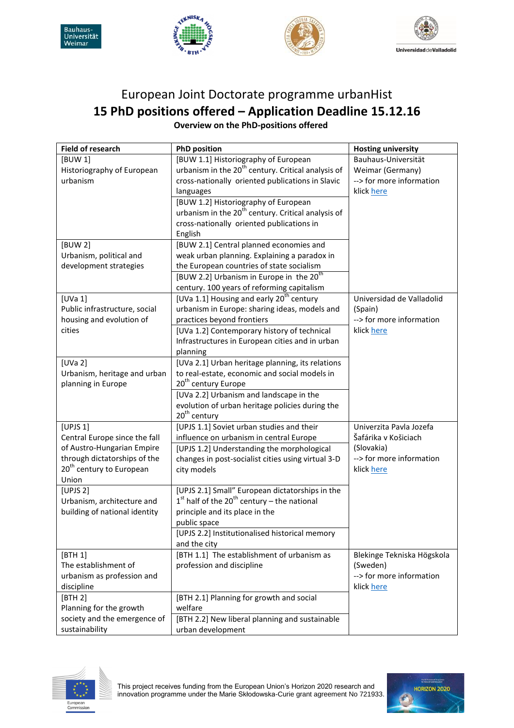# European Joint Doctorate programme urbanHist

## 15 PhD positions offered – Application Deadline 15.12.16

**Overview on the PhD-positions offered**

| Field of research | PhD position | Hosting university |
|---|---|---|
| [BUW 1] Historiography of European urbanism | [BUW 1.1] Historiography of European urbanism in the 20th century. Critical analysis of cross-nationally oriented publications in Slavic languages | Bauhaus-Universität Weimar (Germany) --> for more information klick here |
| | [BUW 1.2] Historiography of European urbanism in the 20th century. Critical analysis of cross-nationally oriented publications in English | |
| [BUW 2] Urbanism, political and development strategies | [BUW 2.1] Central planned economies and weak urban planning. Explaining a paradox in the European countries of state socialism | |
| | [BUW 2.2] Urbanism in Europe in the 20th century. 100 years of reforming capitalism | |
| [UVa 1] Public infrastructure, social housing and evolution of cities | [UVa 1.1] Housing and early 20th century urbanism in Europe: sharing ideas, models and practices beyond frontiers | Universidad de Valladolid (Spain) --> for more information klick here |
| | [UVa 1.2] Contemporary history of technical Infrastructures in European cities and in urban planning | |
| [UVa 2] Urbanism, heritage and urban planning in Europe | [UVa 2.1] Urban heritage planning, its relations to real-estate, economic and social models in 20th century Europe | |
| | [UVa 2.2] Urbanism and landscape in the evolution of urban heritage policies during the 20th century | |
| [UPJS 1] Central Europe since the fall of Austro-Hungarian Empire through dictatorships of the 20th century to European Union | [UPJS 1.1] Soviet urban studies and their influence on urbanism in central Europe | Univerzita Pavla Jozefa Šafárika v Košiciach (Slovakia) --> for more information klick here |
| | [UPJS 1.2] Understanding the morphological changes in post-socialist cities using virtual 3-D city models | |
| [UPJS 2] Urbanism, architecture and building of national identity | [UPJS 2.1] Small" European dictatorships in the 1st half of the 20th century – the national principle and its place in the public space | |
| | [UPJS 2.2] Institutionalised historical memory and the city | |
| [BTH 1] The establishment of urbanism as profession and discipline | [BTH 1.1] The establishment of urbanism as profession and discipline | Blekinge Tekniska Högskola (Sweden) --> for more information klick here |
| [BTH 2] Planning for the growth society and the emergence of sustainability | [BTH 2.1] Planning for growth and social welfare | |
| | [BTH 2.2] New liberal planning and sustainable urban development | |

This project receives funding from the European Union's Horizon 2020 research and innovation programme under the Marie Skłodowska-Curie grant agreement No 721933.